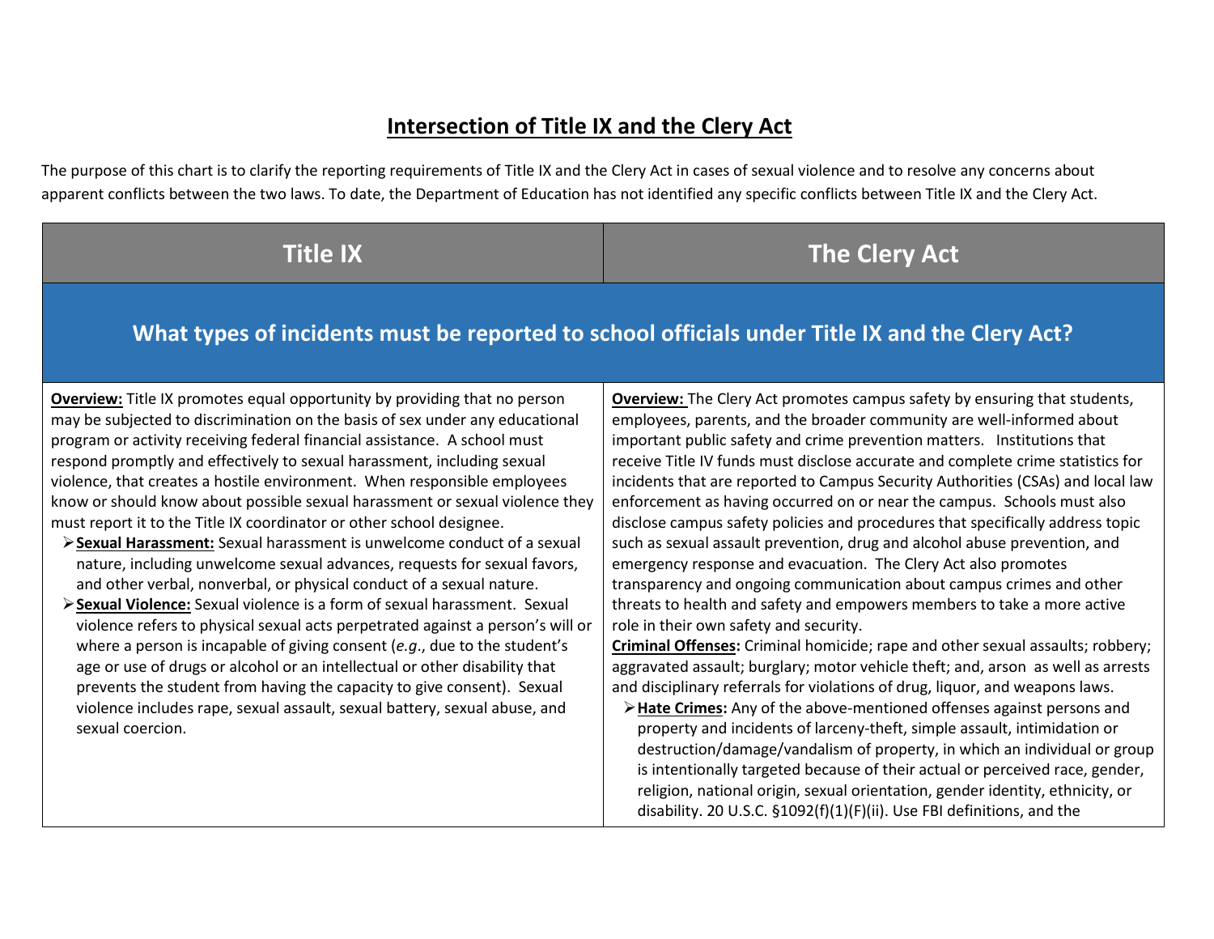# Intersection of Title IX and the Clery Act

The purpose of this chart is to clarify the reporting requirements of Title IX and the Clery Act in cases of sexual violence and to resolve any concerns about apparent conflicts between the two laws. To date, the Department of Education has not identified any specific conflicts between Title IX and the Clery Act.

| Title IX | The Clery Act |
|---|---|
| **What types of incidents must be reported to school officials under Title IX and the Clery Act?** | |
| **Overview:** Title IX promotes equal opportunity by providing that no person may be subjected to discrimination on the basis of sex under any educational program or activity receiving federal financial assistance. A school must respond promptly and effectively to sexual harassment, including sexual violence, that creates a hostile environment. When responsible employees know or should know about possible sexual harassment or sexual violence they must report it to the Title IX coordinator or other school designee.<br>➢ **Sexual Harassment:** Sexual harassment is unwelcome conduct of a sexual nature, including unwelcome sexual advances, requests for sexual favors, and other verbal, nonverbal, or physical conduct of a sexual nature.<br>➢ **Sexual Violence:** Sexual violence is a form of sexual harassment. Sexual violence refers to physical sexual acts perpetrated against a person's will or where a person is incapable of giving consent (*e.g*., due to the student's age or use of drugs or alcohol or an intellectual or other disability that prevents the student from having the capacity to give consent). Sexual violence includes rape, sexual assault, sexual battery, sexual abuse, and sexual coercion. | **Overview:** The Clery Act promotes campus safety by ensuring that students, employees, parents, and the broader community are well-informed about important public safety and crime prevention matters. Institutions that receive Title IV funds must disclose accurate and complete crime statistics for incidents that are reported to Campus Security Authorities (CSAs) and local law enforcement as having occurred on or near the campus. Schools must also disclose campus safety policies and procedures that specifically address topic such as sexual assault prevention, drug and alcohol abuse prevention, and emergency response and evacuation. The Clery Act also promotes transparency and ongoing communication about campus crimes and other threats to health and safety and empowers members to take a more active role in their own safety and security.<br>**Criminal Offenses:** Criminal homicide; rape and other sexual assaults; robbery; aggravated assault; burglary; motor vehicle theft; and, arson as well as arrests and disciplinary referrals for violations of drug, liquor, and weapons laws.<br>➢ **Hate Crimes:** Any of the above-mentioned offenses against persons and property and incidents of larceny-theft, simple assault, intimidation or destruction/damage/vandalism of property, in which an individual or group is intentionally targeted because of their actual or perceived race, gender, religion, national origin, sexual orientation, gender identity, ethnicity, or disability. 20 U.S.C. §1092(f)(1)(F)(ii). Use FBI definitions, and the |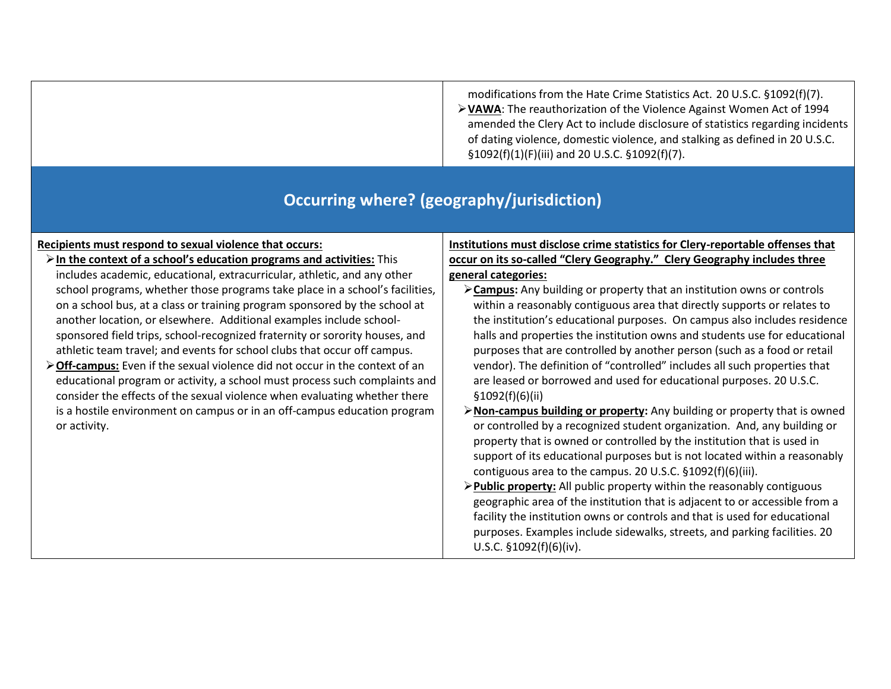| | |
|---|---|
| | modifications from the Hate Crime Statistics Act. 20 U.S.C. §1092(f)(7).<br>➢ **<u>VAWA</u>**: The reauthorization of the Violence Against Women Act of 1994 amended the Clery Act to include disclosure of statistics regarding incidents of dating violence, domestic violence, and stalking as defined in 20 U.S.C. §1092(f)(1)(F)(iii) and 20 U.S.C. §1092(f)(7). |

## Occurring where? (geography/jurisdiction)

| | |
|---|---|
| **<u>Recipients must respond to sexual violence that occurs:</u>**<br>➢ **<u>In the context of a school's education programs and activities:</u>** This includes academic, educational, extracurricular, athletic, and any other school programs, whether those programs take place in a school's facilities, on a school bus, at a class or training program sponsored by the school at another location, or elsewhere. Additional examples include school-sponsored field trips, school-recognized fraternity or sorority houses, and athletic team travel; and events for school clubs that occur off campus.<br>➢ **<u>Off-campus:</u>** Even if the sexual violence did not occur in the context of an educational program or activity, a school must process such complaints and consider the effects of the sexual violence when evaluating whether there is a hostile environment on campus or in an off-campus education program or activity. | **<u>Institutions must disclose crime statistics for Clery-reportable offenses that occur on its so-called "Clery Geography." Clery Geography includes three general categories:</u>**<br>➢ **<u>Campus</u>:** Any building or property that an institution owns or controls within a reasonably contiguous area that directly supports or relates to the institution's educational purposes. On campus also includes residence halls and properties the institution owns and students use for educational purposes that are controlled by another person (such as a food or retail vendor). The definition of "controlled" includes all such properties that are leased or borrowed and used for educational purposes. 20 U.S.C. §1092(f)(6)(ii)<br>➢ **<u>Non-campus building or property</u>:** Any building or property that is owned or controlled by a recognized student organization. And, any building or property that is owned or controlled by the institution that is used in support of its educational purposes but is not located within a reasonably contiguous area to the campus. 20 U.S.C. §1092(f)(6)(iii).<br>➢ **<u>Public property:</u>** All public property within the reasonably contiguous geographic area of the institution that is adjacent to or accessible from a facility the institution owns or controls and that is used for educational purposes. Examples include sidewalks, streets, and parking facilities. 20 U.S.C. §1092(f)(6)(iv). |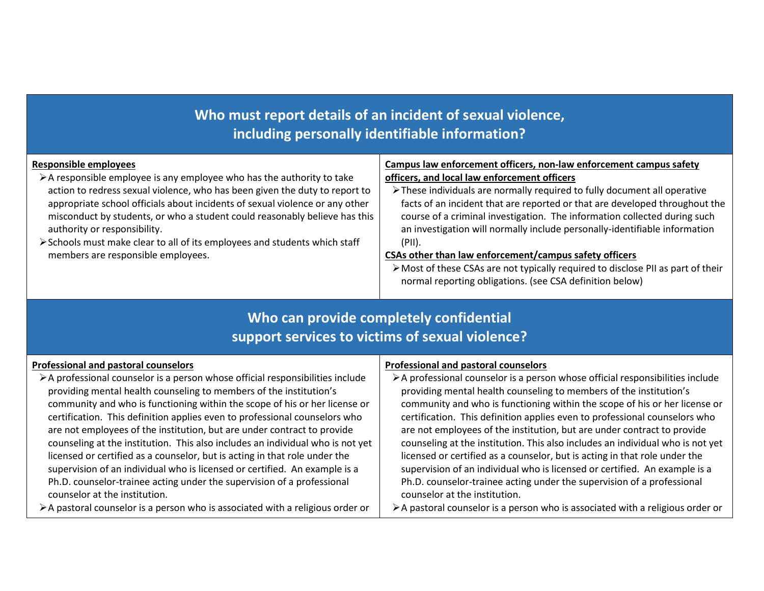## Who must report details of an incident of sexual violence, including personally identifiable information?

**Responsible employees**

- A responsible employee is any employee who has the authority to take action to redress sexual violence, who has been given the duty to report to appropriate school officials about incidents of sexual violence or any other misconduct by students, or who a student could reasonably believe has this authority or responsibility.
- Schools must make clear to all of its employees and students which staff members are responsible employees.

**Campus law enforcement officers, non-law enforcement campus safety officers, and local law enforcement officers**

- These individuals are normally required to fully document all operative facts of an incident that are reported or that are developed throughout the course of a criminal investigation. The information collected during such an investigation will normally include personally-identifiable information (PII).

**CSAs other than law enforcement/campus safety officers**

- Most of these CSAs are not typically required to disclose PII as part of their normal reporting obligations. (see CSA definition below)

## Who can provide completely confidential support services to victims of sexual violence?

**Professional and pastoral counselors**

- A professional counselor is a person whose official responsibilities include providing mental health counseling to members of the institution's community and who is functioning within the scope of his or her license or certification. This definition applies even to professional counselors who are not employees of the institution, but are under contract to provide counseling at the institution. This also includes an individual who is not yet licensed or certified as a counselor, but is acting in that role under the supervision of an individual who is licensed or certified. An example is a Ph.D. counselor-trainee acting under the supervision of a professional counselor at the institution.
- A pastoral counselor is a person who is associated with a religious order or

**Professional and pastoral counselors**

- A professional counselor is a person whose official responsibilities include providing mental health counseling to members of the institution's community and who is functioning within the scope of his or her license or certification. This definition applies even to professional counselors who are not employees of the institution, but are under contract to provide counseling at the institution. This also includes an individual who is not yet licensed or certified as a counselor, but is acting in that role under the supervision of an individual who is licensed or certified. An example is a Ph.D. counselor-trainee acting under the supervision of a professional counselor at the institution.
- A pastoral counselor is a person who is associated with a religious order or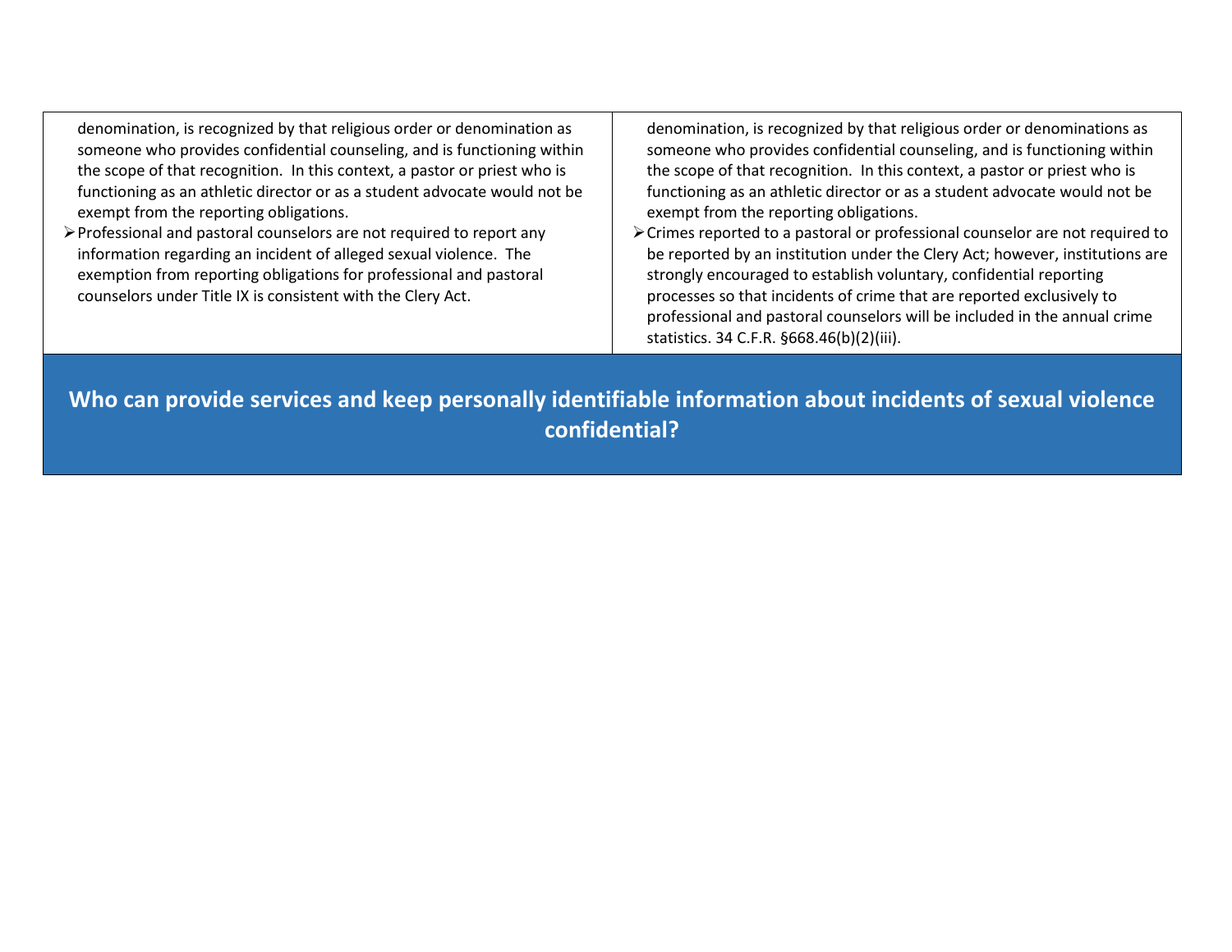| | |
|---|---|
| denomination, is recognized by that religious order or denomination as someone who provides confidential counseling, and is functioning within the scope of that recognition. In this context, a pastor or priest who is functioning as an athletic director or as a student advocate would not be exempt from the reporting obligations.<br>➢ Professional and pastoral counselors are not required to report any information regarding an incident of alleged sexual violence. The exemption from reporting obligations for professional and pastoral counselors under Title IX is consistent with the Clery Act. | denomination, is recognized by that religious order or denominations as someone who provides confidential counseling, and is functioning within the scope of that recognition. In this context, a pastor or priest who is functioning as an athletic director or as a student advocate would not be exempt from the reporting obligations.<br>➢ Crimes reported to a pastoral or professional counselor are not required to be reported by an institution under the Clery Act; however, institutions are strongly encouraged to establish voluntary, confidential reporting processes so that incidents of crime that are reported exclusively to professional and pastoral counselors will be included in the annual crime statistics. 34 C.F.R. §668.46(b)(2)(iii). |

## Who can provide services and keep personally identifiable information about incidents of sexual violence confidential?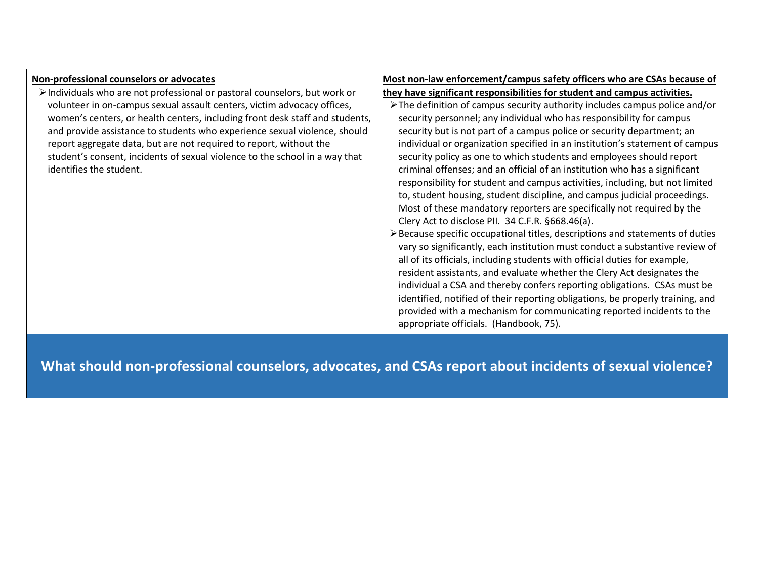| **Non-professional counselors or advocates** | **Most non-law enforcement/campus safety officers who are CSAs because of they have significant responsibilities for student and campus activities.** |
|---|---|
| ➢ Individuals who are not professional or pastoral counselors, but work or volunteer in on-campus sexual assault centers, victim advocacy offices, women's centers, or health centers, including front desk staff and students, and provide assistance to students who experience sexual violence, should report aggregate data, but are not required to report, without the student's consent, incidents of sexual violence to the school in a way that identifies the student. | ➢ The definition of campus security authority includes campus police and/or security personnel; any individual who has responsibility for campus security but is not part of a campus police or security department; an individual or organization specified in an institution's statement of campus security policy as one to which students and employees should report criminal offenses; and an official of an institution who has a significant responsibility for student and campus activities, including, but not limited to, student housing, student discipline, and campus judicial proceedings. Most of these mandatory reporters are specifically not required by the Clery Act to disclose PII. 34 C.F.R. §668.46(a).<br>➢ Because specific occupational titles, descriptions and statements of duties vary so significantly, each institution must conduct a substantive review of all of its officials, including students with official duties for example, resident assistants, and evaluate whether the Clery Act designates the individual a CSA and thereby confers reporting obligations. CSAs must be identified, notified of their reporting obligations, be properly training, and provided with a mechanism for communicating reported incidents to the appropriate officials. (Handbook, 75). |

## What should non-professional counselors, advocates, and CSAs report about incidents of sexual violence?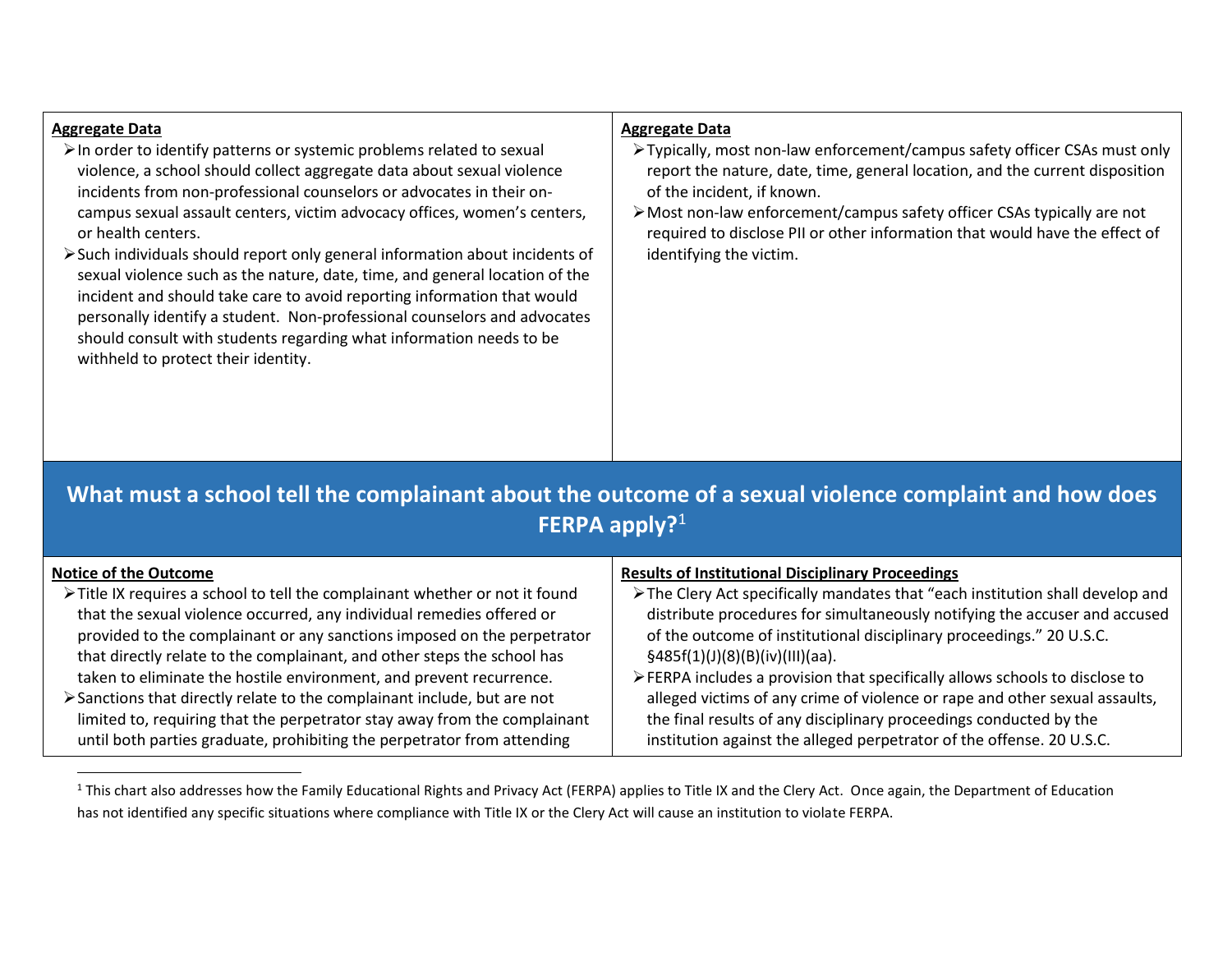| Aggregate Data | Aggregate Data |
|---|---|
| ➢ In order to identify patterns or systemic problems related to sexual violence, a school should collect aggregate data about sexual violence incidents from non-professional counselors or advocates in their on-campus sexual assault centers, victim advocacy offices, women's centers, or health centers.<br>➢ Such individuals should report only general information about incidents of sexual violence such as the nature, date, time, and general location of the incident and should take care to avoid reporting information that would personally identify a student. Non-professional counselors and advocates should consult with students regarding what information needs to be withheld to protect their identity. | ➢ Typically, most non-law enforcement/campus safety officer CSAs must only report the nature, date, time, general location, and the current disposition of the incident, if known.<br>➢ Most non-law enforcement/campus safety officer CSAs typically are not required to disclose PII or other information that would have the effect of identifying the victim. |

## What must a school tell the complainant about the outcome of a sexual violence complaint and how does FERPA apply?[1]

| Notice of the Outcome | Results of Institutional Disciplinary Proceedings |
|---|---|
| ➢ Title IX requires a school to tell the complainant whether or not it found that the sexual violence occurred, any individual remedies offered or provided to the complainant or any sanctions imposed on the perpetrator that directly relate to the complainant, and other steps the school has taken to eliminate the hostile environment, and prevent recurrence.<br>➢ Sanctions that directly relate to the complainant include, but are not limited to, requiring that the perpetrator stay away from the complainant until both parties graduate, prohibiting the perpetrator from attending | ➢ The Clery Act specifically mandates that "each institution shall develop and distribute procedures for simultaneously notifying the accuser and accused of the outcome of institutional disciplinary proceedings." 20 U.S.C. §485f(1)(J)(8)(B)(iv)(III)(aa).<br>➢ FERPA includes a provision that specifically allows schools to disclose to alleged victims of any crime of violence or rape and other sexual assaults, the final results of any disciplinary proceedings conducted by the institution against the alleged perpetrator of the offense. 20 U.S.C. |

[1] This chart also addresses how the Family Educational Rights and Privacy Act (FERPA) applies to Title IX and the Clery Act. Once again, the Department of Education has not identified any specific situations where compliance with Title IX or the Clery Act will cause an institution to violate FERPA.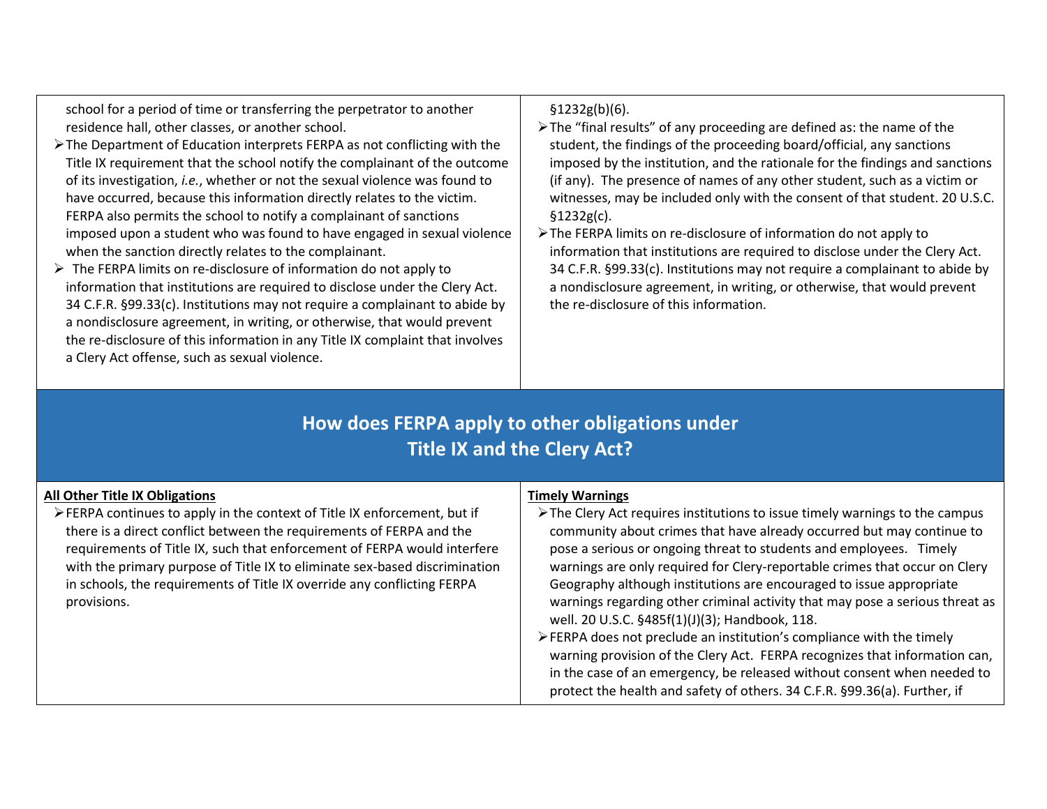| | |
|---|---|
| school for a period of time or transferring the perpetrator to another residence hall, other classes, or another school.<br>➢ The Department of Education interprets FERPA as not conflicting with the Title IX requirement that the school notify the complainant of the outcome of its investigation, *i.e.*, whether or not the sexual violence was found to have occurred, because this information directly relates to the victim. FERPA also permits the school to notify a complainant of sanctions imposed upon a student who was found to have engaged in sexual violence when the sanction directly relates to the complainant.<br>➢ The FERPA limits on re-disclosure of information do not apply to information that institutions are required to disclose under the Clery Act. 34 C.F.R. §99.33(c). Institutions may not require a complainant to abide by a nondisclosure agreement, in writing, or otherwise, that would prevent the re-disclosure of this information in any Title IX complaint that involves a Clery Act offense, such as sexual violence. | §1232g(b)(6).<br>➢ The "final results" of any proceeding are defined as: the name of the student, the findings of the proceeding board/official, any sanctions imposed by the institution, and the rationale for the findings and sanctions (if any). The presence of names of any other student, such as a victim or witnesses, may be included only with the consent of that student. 20 U.S.C. §1232g(c).<br>➢ The FERPA limits on re-disclosure of information do not apply to information that institutions are required to disclose under the Clery Act. 34 C.F.R. §99.33(c). Institutions may not require a complainant to abide by a nondisclosure agreement, in writing, or otherwise, that would prevent the re-disclosure of this information. |

## How does FERPA apply to other obligations under Title IX and the Clery Act?

| | |
|---|---|
| **All Other Title IX Obligations**<br>➢ FERPA continues to apply in the context of Title IX enforcement, but if there is a direct conflict between the requirements of FERPA and the requirements of Title IX, such that enforcement of FERPA would interfere with the primary purpose of Title IX to eliminate sex-based discrimination in schools, the requirements of Title IX override any conflicting FERPA provisions. | **Timely Warnings**<br>➢ The Clery Act requires institutions to issue timely warnings to the campus community about crimes that have already occurred but may continue to pose a serious or ongoing threat to students and employees. Timely warnings are only required for Clery-reportable crimes that occur on Clery Geography although institutions are encouraged to issue appropriate warnings regarding other criminal activity that may pose a serious threat as well. 20 U.S.C. §485f(1)(J)(3); Handbook, 118.<br>➢ FERPA does not preclude an institution's compliance with the timely warning provision of the Clery Act. FERPA recognizes that information can, in the case of an emergency, be released without consent when needed to protect the health and safety of others. 34 C.F.R. §99.36(a). Further, if |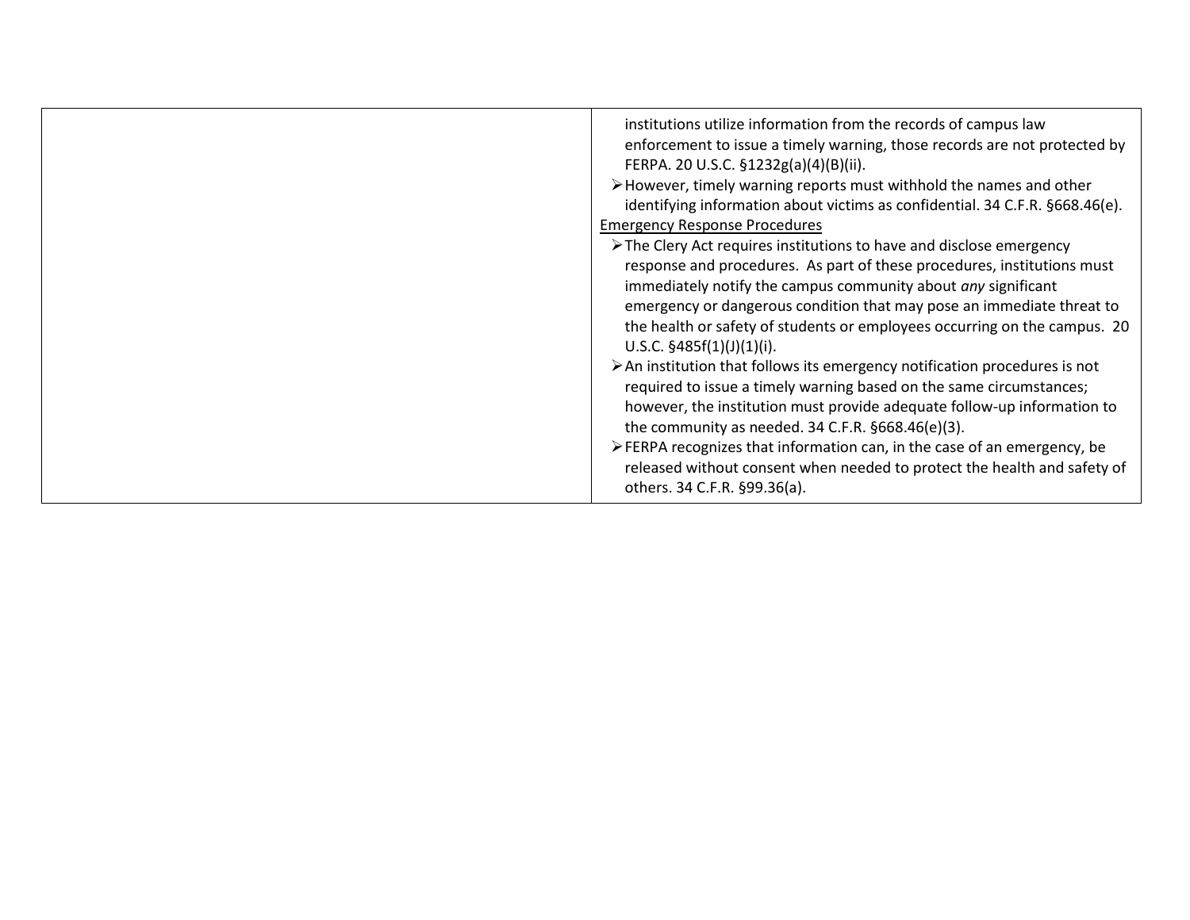| | |
|---|---|
| | institutions utilize information from the records of campus law enforcement to issue a timely warning, those records are not protected by FERPA. 20 U.S.C. §1232g(a)(4)(B)(ii).<br>➢ However, timely warning reports must withhold the names and other identifying information about victims as confidential. 34 C.F.R. §668.46(e).<br><u>Emergency Response Procedures</u><br>➢ The Clery Act requires institutions to have and disclose emergency response and procedures. As part of these procedures, institutions must immediately notify the campus community about *any* significant emergency or dangerous condition that may pose an immediate threat to the health or safety of students or employees occurring on the campus. 20 U.S.C. §485f(1)(J)(1)(i).<br>➢ An institution that follows its emergency notification procedures is not required to issue a timely warning based on the same circumstances; however, the institution must provide adequate follow-up information to the community as needed. 34 C.F.R. §668.46(e)(3).<br>➢ FERPA recognizes that information can, in the case of an emergency, be released without consent when needed to protect the health and safety of others. 34 C.F.R. §99.36(a). |